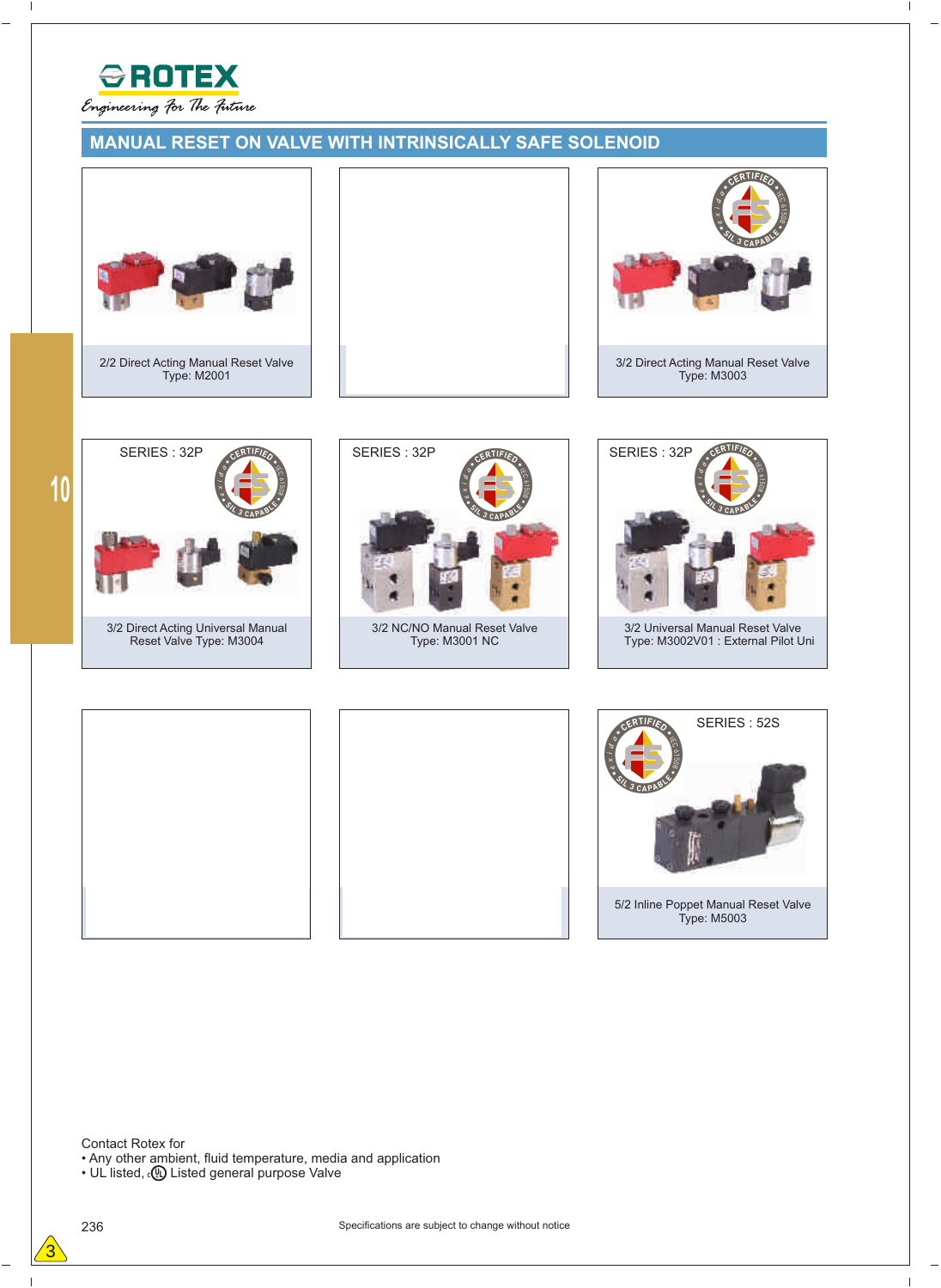ROTEX

*Engineering For The Future*

## MANUAL RESET ON VALVE WITH INTRINSICALLY SAFE SOLENOID

2/2 Direct Acting Manual Reset Valve
Type: M2001

3/2 Direct Acting Manual Reset Valve
Type: M3003

SERIES : 32P

3/2 Direct Acting Universal Manual Reset Valve Type: M3004

SERIES : 32P

3/2 NC/NO Manual Reset Valve
Type: M3001 NC

SERIES : 32P

3/2 Universal Manual Reset Valve
Type: M3002V01 : External Pilot Uni

SERIES : 52S

5/2 Inline Poppet Manual Reset Valve
Type: M5003

Contact Rotex for

- Any other ambient, fluid temperature, media and application
- UL listed, cUL Listed general purpose Valve

Specifications are subject to change without notice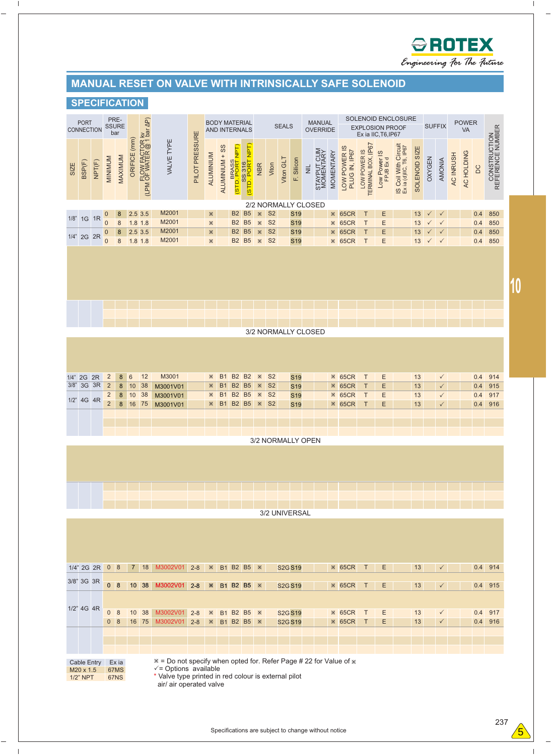## MANUAL RESET ON VALVE WITH INTRINSICALLY SAFE SOLENOID

### SPECIFICATION

| PORT CONNECTION | | | PRESSURE bar | | | | | | BODY MATERIAL AND INTERNALS | | | | SEALS | | | | MANUAL OVERRIDE | | | SOLENOID ENCLOSURE EXPLOSION PROOF Ex ia IIC,T6,IP67 | | | | | SUFFIX | | POWER VA | | | |
|---|---|---|---|---|---|---|---|---|---|---|---|---|---|---|---|---|---|---|---|---|---|---|---|---|---|---|---|---|---|---|
| SIZE | BSP(F) | NPT(F) | MINIMUM | MAXIMUM | ORIFICE (mm) | FLOW FACTOR kv (LPM OF WATER @ 1 bar ΔP) | VALVE TYPE | PILOT PRESSURE | ALUMINIUM | ALUMINIUM + SS | BRASS (STD. PORT NPT) | SS 316 (STD. PORT NPT) | NBR | Viton | Viton GLT | F. Silicon | NIL | STAYPUT CUM MOMENTARY | MOMENTARY | LOW POWER IS PLUG IN, IP67 | LOW POWER IS TERMINAL BOX, IP67 | Low Power IS FPJB Ex d | IS Coil With Circuit Ex ia (d)IIC, T6, IP67 | SOLENOID SIZE | OXYGEN | AMONIA | AC INRUSH | AC HOLDING | DC | CONSTRUCTION REFERENCE NUMBER |
| **2/2 NORMALLY CLOSED** | | | | | | | | | | | | | | | | | | | | | | | | | | | | | | |
| 1/8" | 1G | 1R | 0 | 8 | 2.5 | 3.5 | M2001 | | ⨯ | | B2 | B5 | ⨯ | S2 | | S19 | | | ⨯ | 65CR | T | E | | 13 | ✓ | ✓ | | | 0.4 | 850 |
| | | | 0 | 8 | 1.8 | 1.8 | M2001 | | ⨯ | | B2 | B5 | ⨯ | S2 | | S19 | | | ⨯ | 65CR | T | E | | 13 | ✓ | ✓ | | | 0.4 | 850 |
| 1/4" | 2G | 2R | 0 | 8 | 2.5 | 3.5 | M2001 | | ⨯ | | B2 | B5 | ⨯ | S2 | | S19 | | | ⨯ | 65CR | T | E | | 13 | ✓ | ✓ | | | 0.4 | 850 |
| | | | 0 | 8 | 1.8 | 1.8 | M2001 | | ⨯ | | B2 | B5 | ⨯ | S2 | | S19 | | | ⨯ | 65CR | T | E | | 13 | ✓ | ✓ | | | 0.4 | 850 |
| **3/2 NORMALLY CLOSED** | | | | | | | | | | | | | | | | | | | | | | | | | | | | | | |
| 1/4" | 2G | 2R | 2 | 8 | 6 | 12 | M3001 | | ⨯ | B1 | B2 | B2 | ⨯ | S2 | | S19 | | | ⨯ | 65CR | T | E | | 13 | | ✓ | | | 0.4 | 914 |
| 3/8" | 3G | 3R | 2 | 8 | 10 | 38 | M3001V01 | | ⨯ | B1 | B2 | B5 | ⨯ | S2 | | S19 | | | ⨯ | 65CR | T | E | | 13 | | ✓ | | | 0.4 | 915 |
| 1/2" | 4G | 4R | 2 | 8 | 10 | 38 | M3001V01 | | ⨯ | B1 | B2 | B5 | ⨯ | S2 | | S19 | | | ⨯ | 65CR | T | E | | 13 | | ✓ | | | 0.4 | 917 |
| | | | 2 | 8 | 16 | 75 | M3001V01 | | ⨯ | B1 | B2 | B5 | ⨯ | S2 | | S19 | | | ⨯ | 65CR | T | E | | 13 | | ✓ | | | 0.4 | 916 |
| **3/2 NORMALLY OPEN** | | | | | | | | | | | | | | | | | | | | | | | | | | | | | | |
| **3/2 UNIVERSAL** | | | | | | | | | | | | | | | | | | | | | | | | | | | | | | |
| 1/4" | 2G | 2R | 0 | 8 | 7 | 18 | M3002V01* | 2-8 | ⨯ | B1 | B2 | B5 | ⨯ | | S2G | S19 | | | ⨯ | 65CR | T | E | | 13 | | ✓ | | | 0.4 | 914 |
| 3/8" | 3G | 3R | 0 | 8 | 10 | 38 | M3002V01* | 2-8 | ⨯ | B1 | B2 | B5 | ⨯ | | S2G | S19 | | | ⨯ | 65CR | T | E | | 13 | | ✓ | | | 0.4 | 915 |
| 1/2" | 4G | 4R | 0 | 8 | 10 | 38 | M3002V01* | 2-8 | ⨯ | B1 | B2 | B5 | ⨯ | | S2G | S19 | | | ⨯ | 65CR | T | E | | 13 | | ✓ | | | 0.4 | 917 |
| | | | 0 | 8 | 16 | 75 | M3002V01* | 2-8 | ⨯ | B1 | B2 | B5 | ⨯ | | S2G | S19 | | | ⨯ | 65CR | T | E | | 13 | | ✓ | | | 0.4 | 916 |

| Cable Entry | Ex ia |
|---|---|
| M20 x 1.5 | 67MS |
| 1/2" NPT | 67NS |

⨯ = Do not specify when opted for. Refer Page # 22 for Value of ⨯
✓= Options available
* Valve type printed in red colour is external pilot air/ air operated valve

Specifications are subject to change without notice